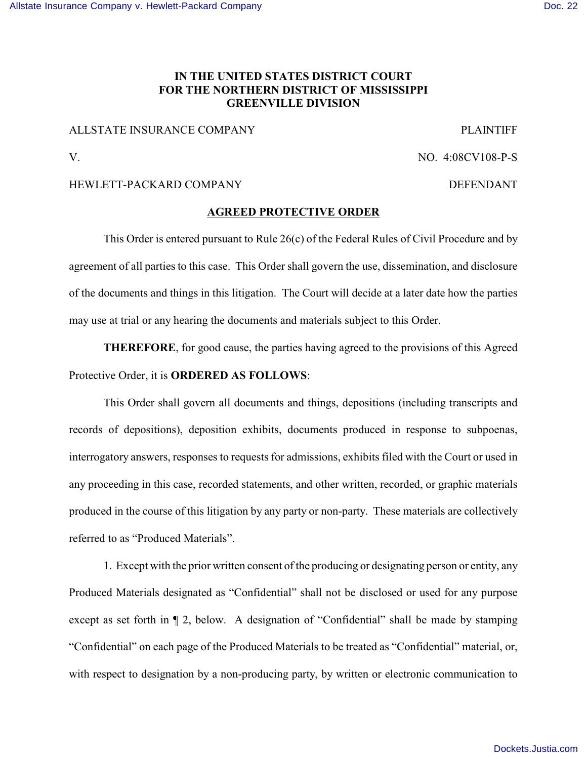**IN THE UNITED STATES DISTRICT COURT**
**FOR THE NORTHERN DISTRICT OF MISSISSIPPI**
**GREENVILLE DIVISION**

ALLSTATE INSURANCE COMPANY — PLAINTIFF

V. — NO. 4:08CV108-P-S

HEWLETT-PACKARD COMPANY — DEFENDANT

## AGREED PROTECTIVE ORDER

This Order is entered pursuant to Rule 26(c) of the Federal Rules of Civil Procedure and by agreement of all parties to this case. This Order shall govern the use, dissemination, and disclosure of the documents and things in this litigation. The Court will decide at a later date how the parties may use at trial or any hearing the documents and materials subject to this Order.

**THEREFORE**, for good cause, the parties having agreed to the provisions of this Agreed Protective Order, it is **ORDERED AS FOLLOWS**:

This Order shall govern all documents and things, depositions (including transcripts and records of depositions), deposition exhibits, documents produced in response to subpoenas, interrogatory answers, responses to requests for admissions, exhibits filed with the Court or used in any proceeding in this case, recorded statements, and other written, recorded, or graphic materials produced in the course of this litigation by any party or non-party. These materials are collectively referred to as "Produced Materials".

1. Except with the prior written consent of the producing or designating person or entity, any Produced Materials designated as "Confidential" shall not be disclosed or used for any purpose except as set forth in ¶ 2, below. A designation of "Confidential" shall be made by stamping "Confidential" on each page of the Produced Materials to be treated as "Confidential" material, or, with respect to designation by a non-producing party, by written or electronic communication to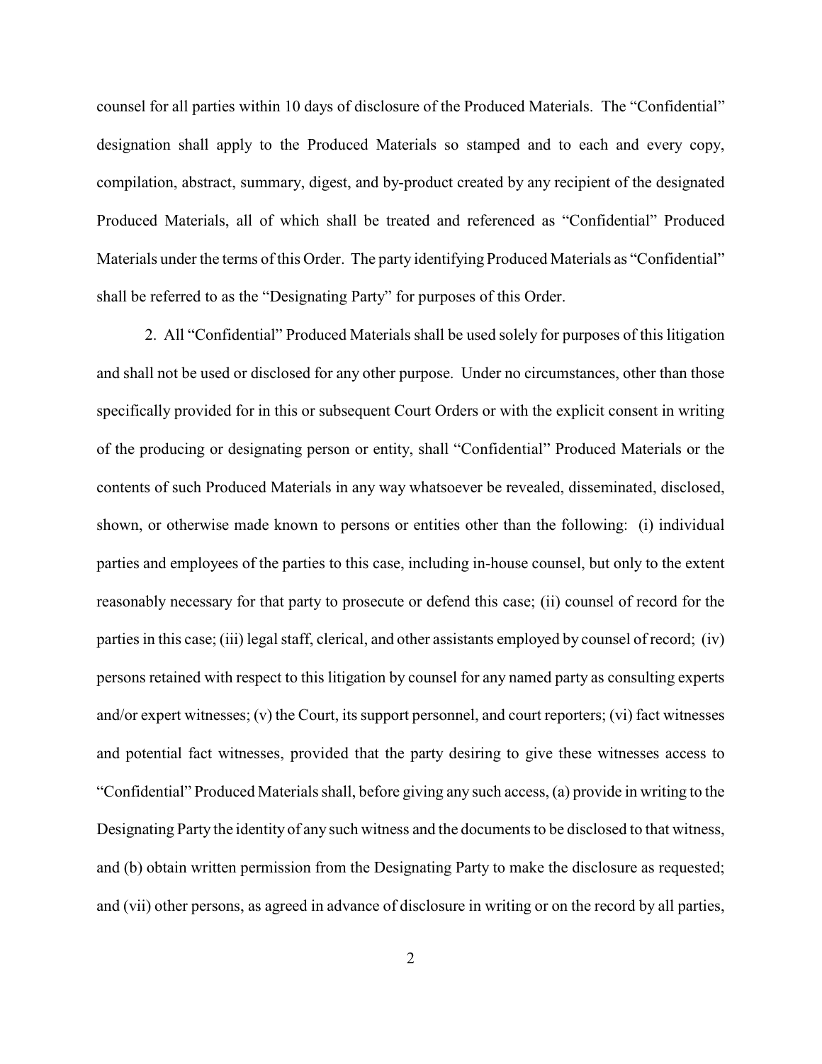counsel for all parties within 10 days of disclosure of the Produced Materials. The "Confidential" designation shall apply to the Produced Materials so stamped and to each and every copy, compilation, abstract, summary, digest, and by-product created by any recipient of the designated Produced Materials, all of which shall be treated and referenced as "Confidential" Produced Materials under the terms of this Order. The party identifying Produced Materials as "Confidential" shall be referred to as the "Designating Party" for purposes of this Order.

2. All "Confidential" Produced Materials shall be used solely for purposes of this litigation and shall not be used or disclosed for any other purpose. Under no circumstances, other than those specifically provided for in this or subsequent Court Orders or with the explicit consent in writing of the producing or designating person or entity, shall "Confidential" Produced Materials or the contents of such Produced Materials in any way whatsoever be revealed, disseminated, disclosed, shown, or otherwise made known to persons or entities other than the following: (i) individual parties and employees of the parties to this case, including in-house counsel, but only to the extent reasonably necessary for that party to prosecute or defend this case; (ii) counsel of record for the parties in this case; (iii) legal staff, clerical, and other assistants employed by counsel of record; (iv) persons retained with respect to this litigation by counsel for any named party as consulting experts and/or expert witnesses; (v) the Court, its support personnel, and court reporters; (vi) fact witnesses and potential fact witnesses, provided that the party desiring to give these witnesses access to "Confidential" Produced Materials shall, before giving any such access, (a) provide in writing to the Designating Party the identity of any such witness and the documents to be disclosed to that witness, and (b) obtain written permission from the Designating Party to make the disclosure as requested; and (vii) other persons, as agreed in advance of disclosure in writing or on the record by all parties,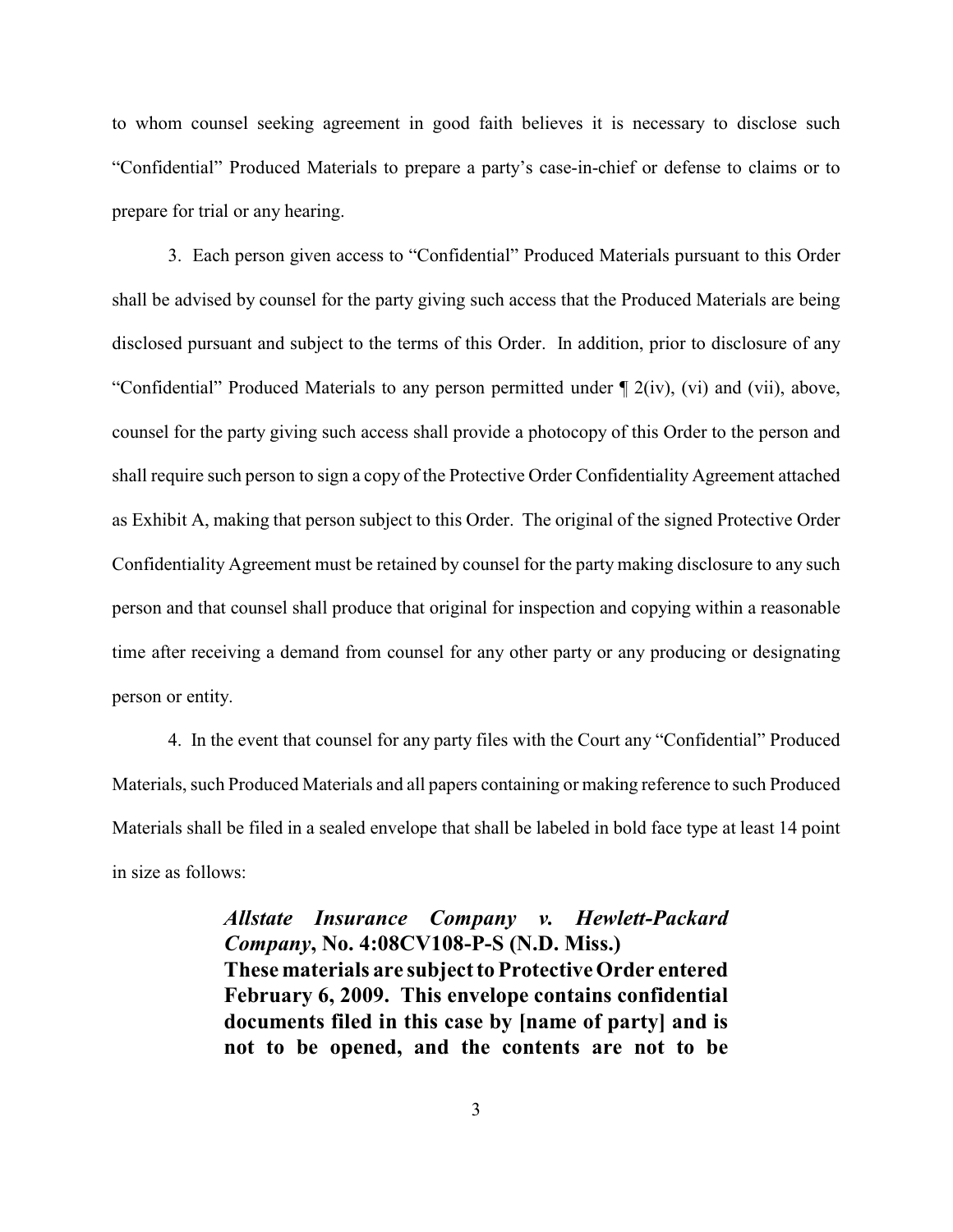to whom counsel seeking agreement in good faith believes it is necessary to disclose such "Confidential" Produced Materials to prepare a party's case-in-chief or defense to claims or to prepare for trial or any hearing.

3. Each person given access to "Confidential" Produced Materials pursuant to this Order shall be advised by counsel for the party giving such access that the Produced Materials are being disclosed pursuant and subject to the terms of this Order. In addition, prior to disclosure of any "Confidential" Produced Materials to any person permitted under ¶ 2(iv), (vi) and (vii), above, counsel for the party giving such access shall provide a photocopy of this Order to the person and shall require such person to sign a copy of the Protective Order Confidentiality Agreement attached as Exhibit A, making that person subject to this Order. The original of the signed Protective Order Confidentiality Agreement must be retained by counsel for the party making disclosure to any such person and that counsel shall produce that original for inspection and copying within a reasonable time after receiving a demand from counsel for any other party or any producing or designating person or entity.

4. In the event that counsel for any party files with the Court any "Confidential" Produced Materials, such Produced Materials and all papers containing or making reference to such Produced Materials shall be filed in a sealed envelope that shall be labeled in bold face type at least 14 point in size as follows:

> ***Allstate Insurance Company v. Hewlett-Packard Company*, No. 4:08CV108-P-S (N.D. Miss.)**
> **These materials are subject to Protective Order entered February 6, 2009. This envelope contains confidential documents filed in this case by [name of party] and is not to be opened, and the contents are not to be**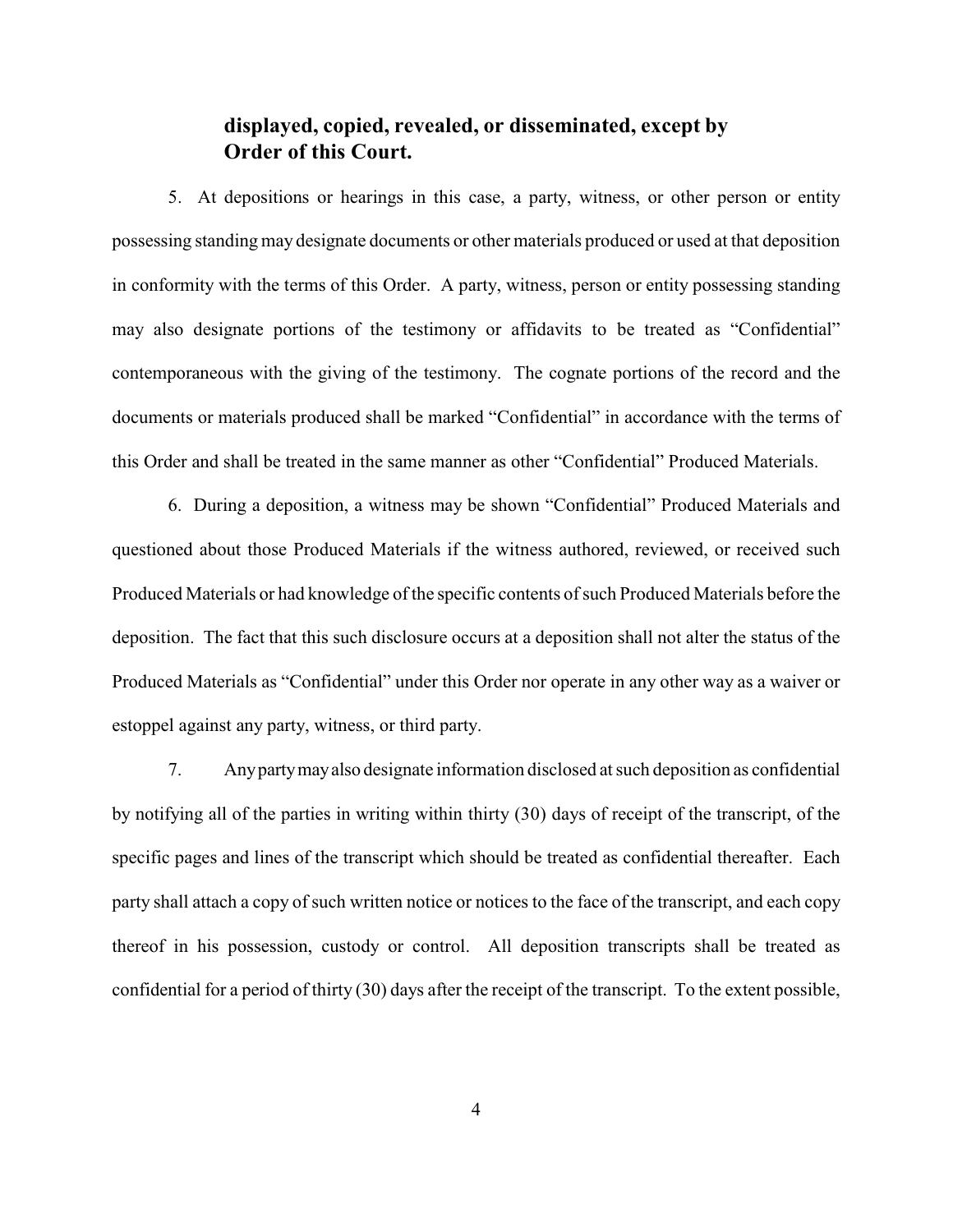**displayed, copied, revealed, or disseminated, except by Order of this Court.**

5. At depositions or hearings in this case, a party, witness, or other person or entity possessing standing may designate documents or other materials produced or used at that deposition in conformity with the terms of this Order. A party, witness, person or entity possessing standing may also designate portions of the testimony or affidavits to be treated as "Confidential" contemporaneous with the giving of the testimony. The cognate portions of the record and the documents or materials produced shall be marked "Confidential" in accordance with the terms of this Order and shall be treated in the same manner as other "Confidential" Produced Materials.

6. During a deposition, a witness may be shown "Confidential" Produced Materials and questioned about those Produced Materials if the witness authored, reviewed, or received such Produced Materials or had knowledge of the specific contents of such Produced Materials before the deposition. The fact that this such disclosure occurs at a deposition shall not alter the status of the Produced Materials as "Confidential" under this Order nor operate in any other way as a waiver or estoppel against any party, witness, or third party.

7. Any party may also designate information disclosed at such deposition as confidential by notifying all of the parties in writing within thirty (30) days of receipt of the transcript, of the specific pages and lines of the transcript which should be treated as confidential thereafter. Each party shall attach a copy of such written notice or notices to the face of the transcript, and each copy thereof in his possession, custody or control. All deposition transcripts shall be treated as confidential for a period of thirty (30) days after the receipt of the transcript. To the extent possible,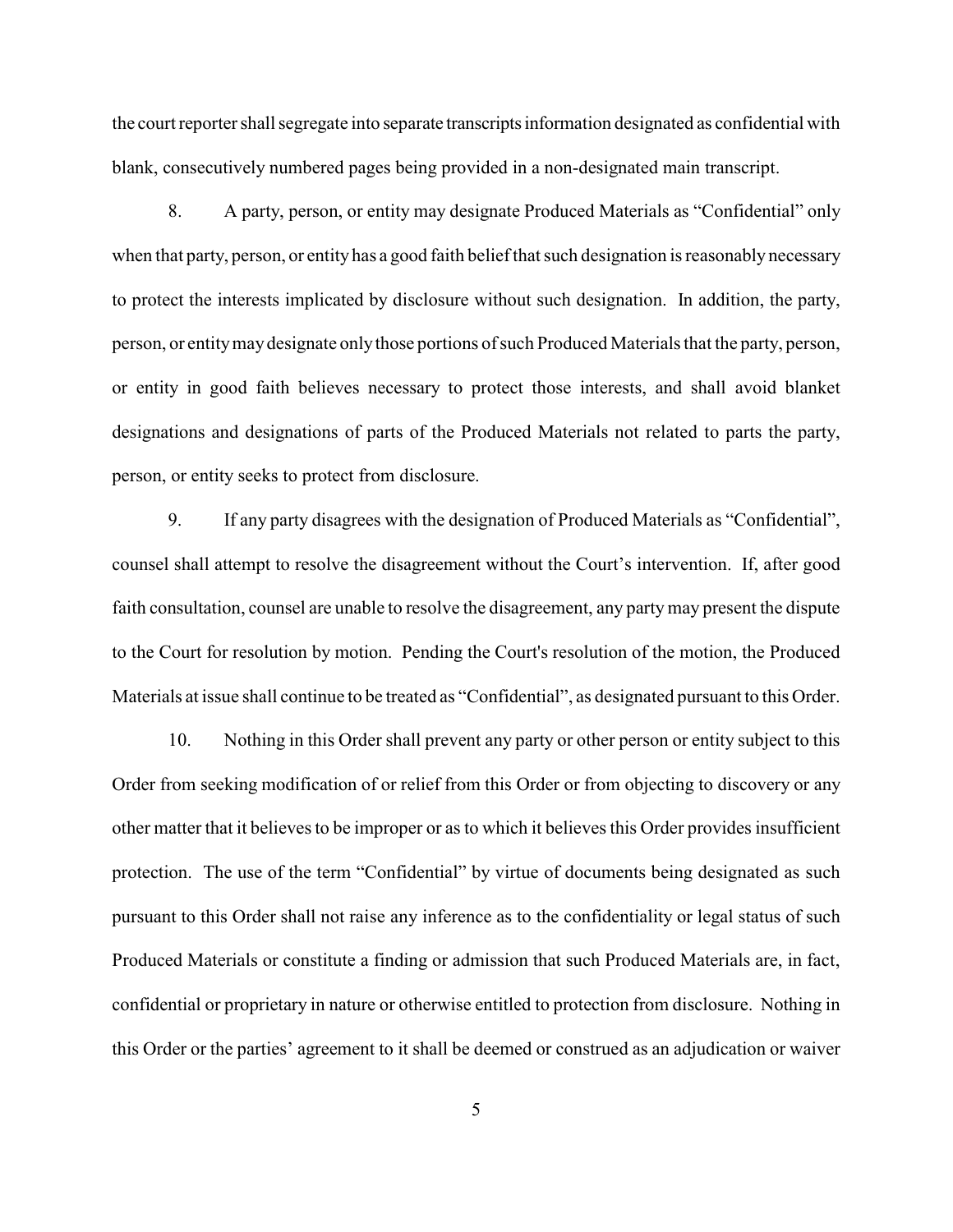the court reporter shall segregate into separate transcripts information designated as confidential with blank, consecutively numbered pages being provided in a non-designated main transcript.

8. A party, person, or entity may designate Produced Materials as "Confidential" only when that party, person, or entity has a good faith belief that such designation is reasonably necessary to protect the interests implicated by disclosure without such designation. In addition, the party, person, or entity may designate only those portions of such Produced Materials that the party, person, or entity in good faith believes necessary to protect those interests, and shall avoid blanket designations and designations of parts of the Produced Materials not related to parts the party, person, or entity seeks to protect from disclosure.

9. If any party disagrees with the designation of Produced Materials as "Confidential", counsel shall attempt to resolve the disagreement without the Court's intervention. If, after good faith consultation, counsel are unable to resolve the disagreement, any party may present the dispute to the Court for resolution by motion. Pending the Court's resolution of the motion, the Produced Materials at issue shall continue to be treated as "Confidential", as designated pursuant to this Order.

10. Nothing in this Order shall prevent any party or other person or entity subject to this Order from seeking modification of or relief from this Order or from objecting to discovery or any other matter that it believes to be improper or as to which it believes this Order provides insufficient protection. The use of the term "Confidential" by virtue of documents being designated as such pursuant to this Order shall not raise any inference as to the confidentiality or legal status of such Produced Materials or constitute a finding or admission that such Produced Materials are, in fact, confidential or proprietary in nature or otherwise entitled to protection from disclosure. Nothing in this Order or the parties' agreement to it shall be deemed or construed as an adjudication or waiver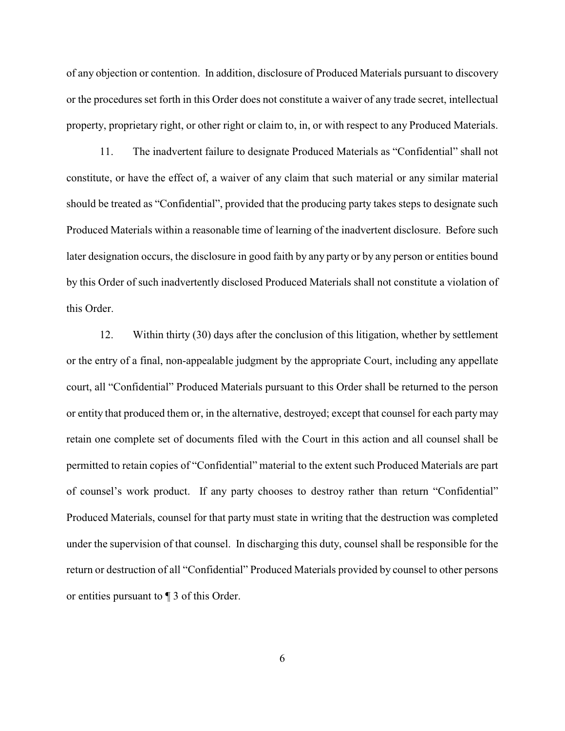of any objection or contention. In addition, disclosure of Produced Materials pursuant to discovery or the procedures set forth in this Order does not constitute a waiver of any trade secret, intellectual property, proprietary right, or other right or claim to, in, or with respect to any Produced Materials.

11. The inadvertent failure to designate Produced Materials as "Confidential" shall not constitute, or have the effect of, a waiver of any claim that such material or any similar material should be treated as "Confidential", provided that the producing party takes steps to designate such Produced Materials within a reasonable time of learning of the inadvertent disclosure. Before such later designation occurs, the disclosure in good faith by any party or by any person or entities bound by this Order of such inadvertently disclosed Produced Materials shall not constitute a violation of this Order.

12. Within thirty (30) days after the conclusion of this litigation, whether by settlement or the entry of a final, non-appealable judgment by the appropriate Court, including any appellate court, all "Confidential" Produced Materials pursuant to this Order shall be returned to the person or entity that produced them or, in the alternative, destroyed; except that counsel for each party may retain one complete set of documents filed with the Court in this action and all counsel shall be permitted to retain copies of "Confidential" material to the extent such Produced Materials are part of counsel's work product. If any party chooses to destroy rather than return "Confidential" Produced Materials, counsel for that party must state in writing that the destruction was completed under the supervision of that counsel. In discharging this duty, counsel shall be responsible for the return or destruction of all "Confidential" Produced Materials provided by counsel to other persons or entities pursuant to ¶ 3 of this Order.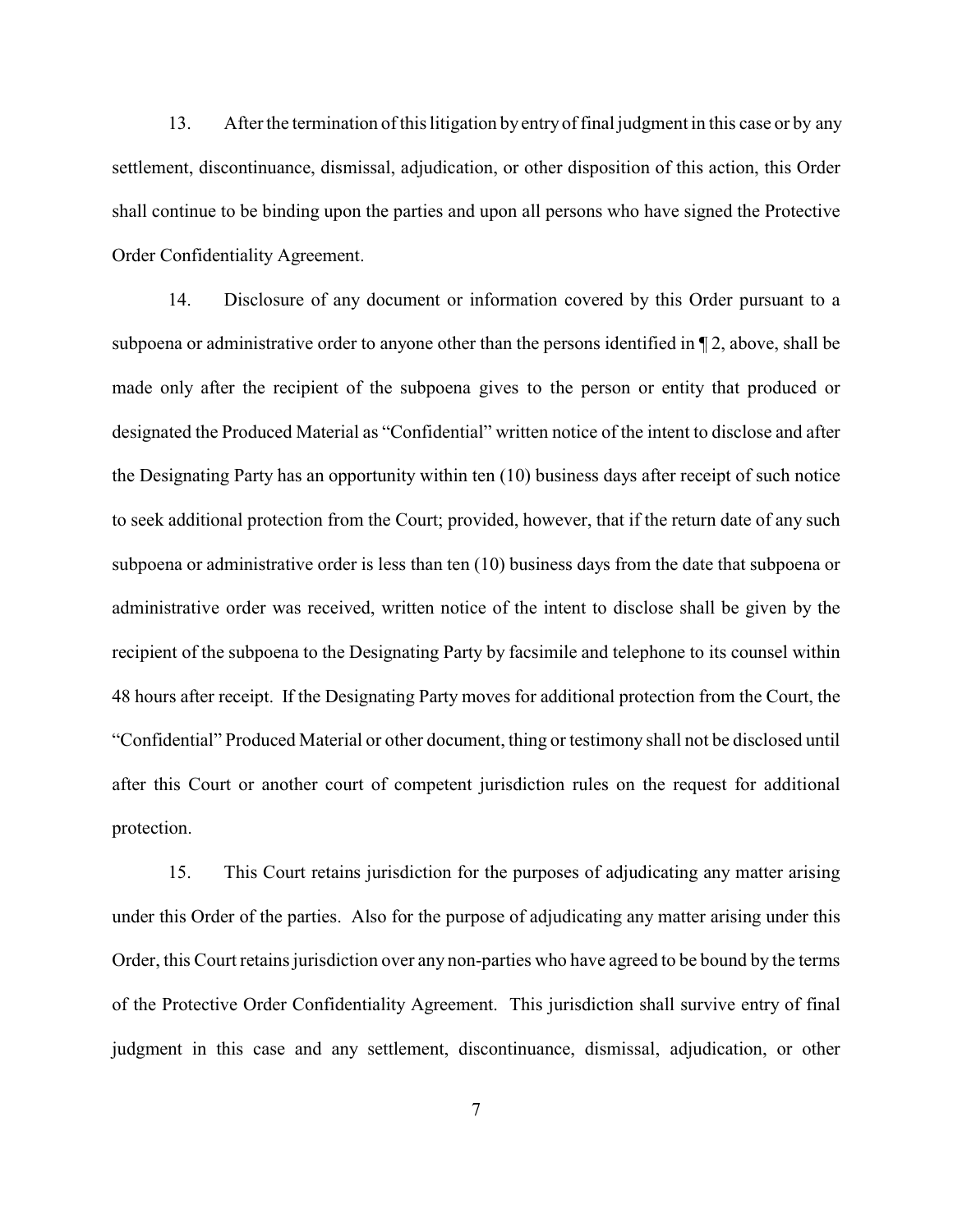13. After the termination of this litigation by entry of final judgment in this case or by any settlement, discontinuance, dismissal, adjudication, or other disposition of this action, this Order shall continue to be binding upon the parties and upon all persons who have signed the Protective Order Confidentiality Agreement.

14. Disclosure of any document or information covered by this Order pursuant to a subpoena or administrative order to anyone other than the persons identified in ¶ 2, above, shall be made only after the recipient of the subpoena gives to the person or entity that produced or designated the Produced Material as "Confidential" written notice of the intent to disclose and after the Designating Party has an opportunity within ten (10) business days after receipt of such notice to seek additional protection from the Court; provided, however, that if the return date of any such subpoena or administrative order is less than ten (10) business days from the date that subpoena or administrative order was received, written notice of the intent to disclose shall be given by the recipient of the subpoena to the Designating Party by facsimile and telephone to its counsel within 48 hours after receipt. If the Designating Party moves for additional protection from the Court, the "Confidential" Produced Material or other document, thing or testimony shall not be disclosed until after this Court or another court of competent jurisdiction rules on the request for additional protection.

15. This Court retains jurisdiction for the purposes of adjudicating any matter arising under this Order of the parties. Also for the purpose of adjudicating any matter arising under this Order, this Court retains jurisdiction over any non-parties who have agreed to be bound by the terms of the Protective Order Confidentiality Agreement. This jurisdiction shall survive entry of final judgment in this case and any settlement, discontinuance, dismissal, adjudication, or other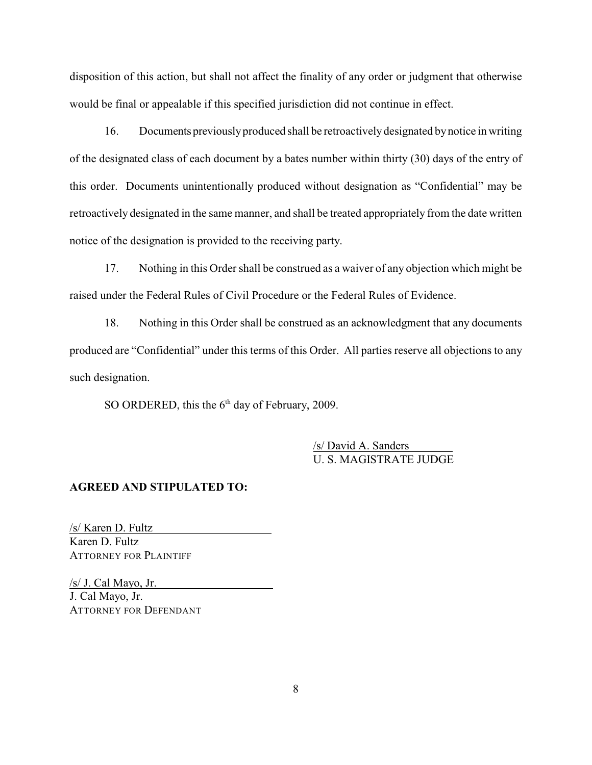disposition of this action, but shall not affect the finality of any order or judgment that otherwise would be final or appealable if this specified jurisdiction did not continue in effect.

16. Documents previously produced shall be retroactively designated by notice in writing of the designated class of each document by a bates number within thirty (30) days of the entry of this order. Documents unintentionally produced without designation as "Confidential" may be retroactively designated in the same manner, and shall be treated appropriately from the date written notice of the designation is provided to the receiving party.

17. Nothing in this Order shall be construed as a waiver of any objection which might be raised under the Federal Rules of Civil Procedure or the Federal Rules of Evidence.

18. Nothing in this Order shall be construed as an acknowledgment that any documents produced are "Confidential" under this terms of this Order. All parties reserve all objections to any such designation.

SO ORDERED, this the 6th day of February, 2009.

/s/ David A. Sanders
U. S. MAGISTRATE JUDGE

**AGREED AND STIPULATED TO:**

/s/ Karen D. Fultz
Karen D. Fultz
ATTORNEY FOR PLAINTIFF

/s/ J. Cal Mayo, Jr.
J. Cal Mayo, Jr.
ATTORNEY FOR DEFENDANT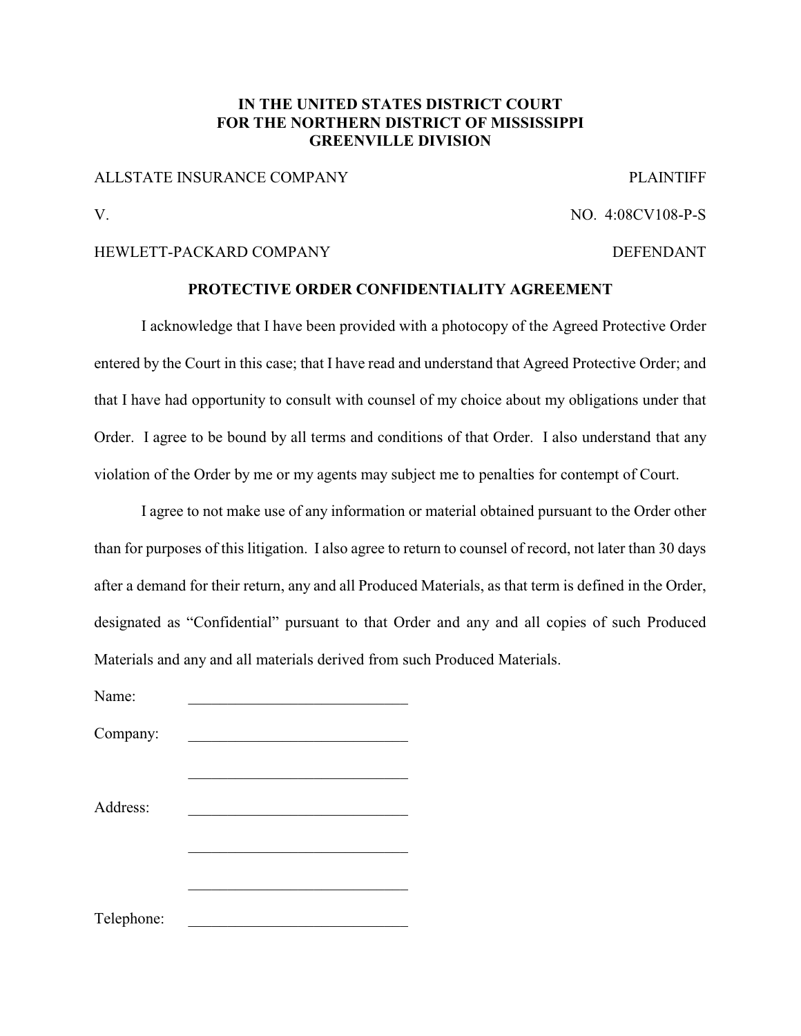**IN THE UNITED STATES DISTRICT COURT**
**FOR THE NORTHERN DISTRICT OF MISSISSIPPI**
**GREENVILLE DIVISION**

ALLSTATE INSURANCE COMPANY — PLAINTIFF

V. — NO. 4:08CV108-P-S

HEWLETT-PACKARD COMPANY — DEFENDANT

**PROTECTIVE ORDER CONFIDENTIALITY AGREEMENT**

I acknowledge that I have been provided with a photocopy of the Agreed Protective Order entered by the Court in this case; that I have read and understand that Agreed Protective Order; and that I have had opportunity to consult with counsel of my choice about my obligations under that Order. I agree to be bound by all terms and conditions of that Order. I also understand that any violation of the Order by me or my agents may subject me to penalties for contempt of Court.

I agree to not make use of any information or material obtained pursuant to the Order other than for purposes of this litigation. I also agree to return to counsel of record, not later than 30 days after a demand for their return, any and all Produced Materials, as that term is defined in the Order, designated as "Confidential" pursuant to that Order and any and all copies of such Produced Materials and any and all materials derived from such Produced Materials.

Name: ____________________________

Company: ____________________________

____________________________

Address: ____________________________

____________________________

____________________________

Telephone: ____________________________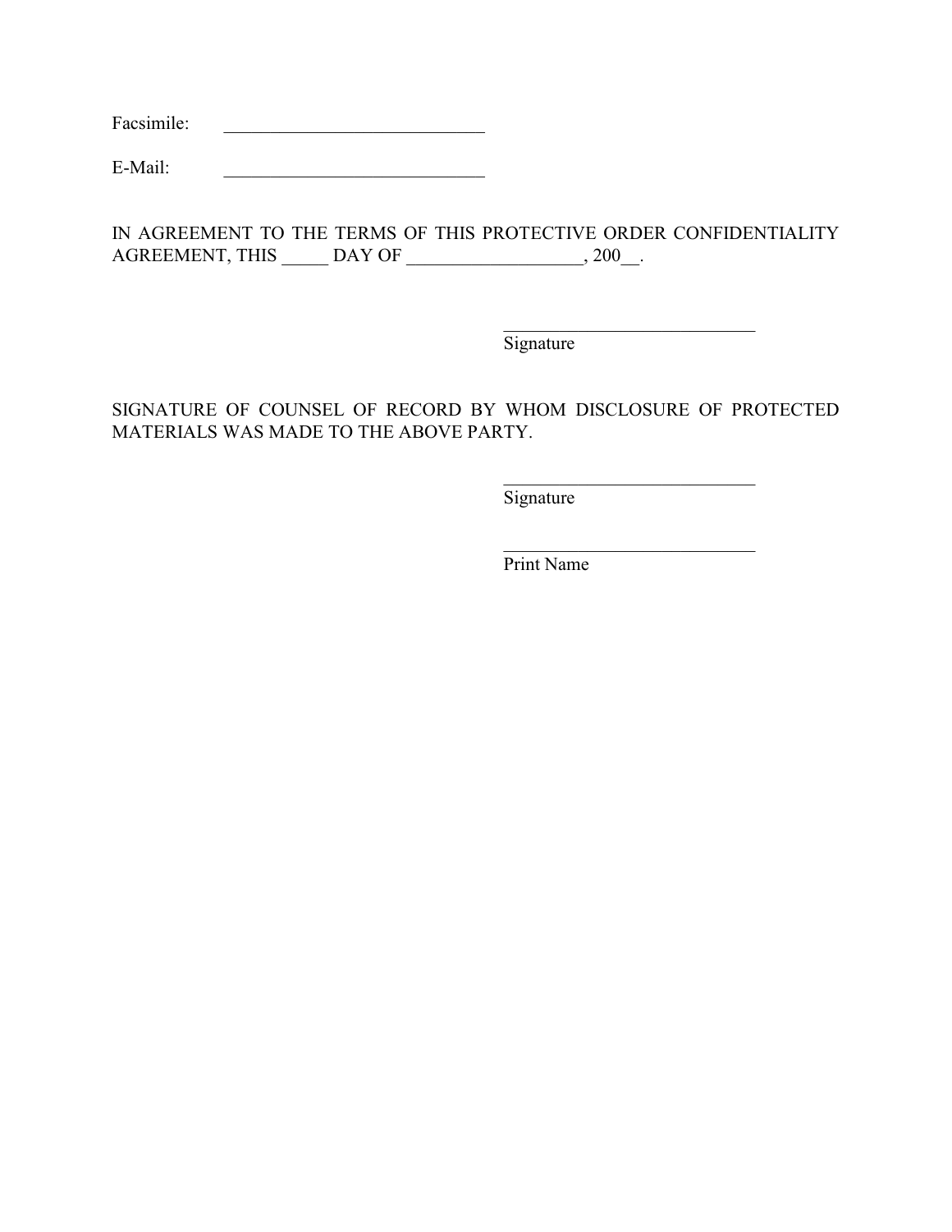Facsimile: \_\_\_\_\_\_\_\_\_\_\_\_\_\_\_\_\_\_\_\_\_\_\_\_\_\_\_\_

E-Mail: \_\_\_\_\_\_\_\_\_\_\_\_\_\_\_\_\_\_\_\_\_\_\_\_\_\_\_\_

IN AGREEMENT TO THE TERMS OF THIS PROTECTIVE ORDER CONFIDENTIALITY AGREEMENT, THIS _____ DAY OF ___________________, 200__.

\_\_\_\_\_\_\_\_\_\_\_\_\_\_\_\_\_\_\_\_\_\_\_\_\_\_\_\_
Signature

SIGNATURE OF COUNSEL OF RECORD BY WHOM DISCLOSURE OF PROTECTED MATERIALS WAS MADE TO THE ABOVE PARTY.

\_\_\_\_\_\_\_\_\_\_\_\_\_\_\_\_\_\_\_\_\_\_\_\_\_\_\_\_
Signature

\_\_\_\_\_\_\_\_\_\_\_\_\_\_\_\_\_\_\_\_\_\_\_\_\_\_\_\_
Print Name